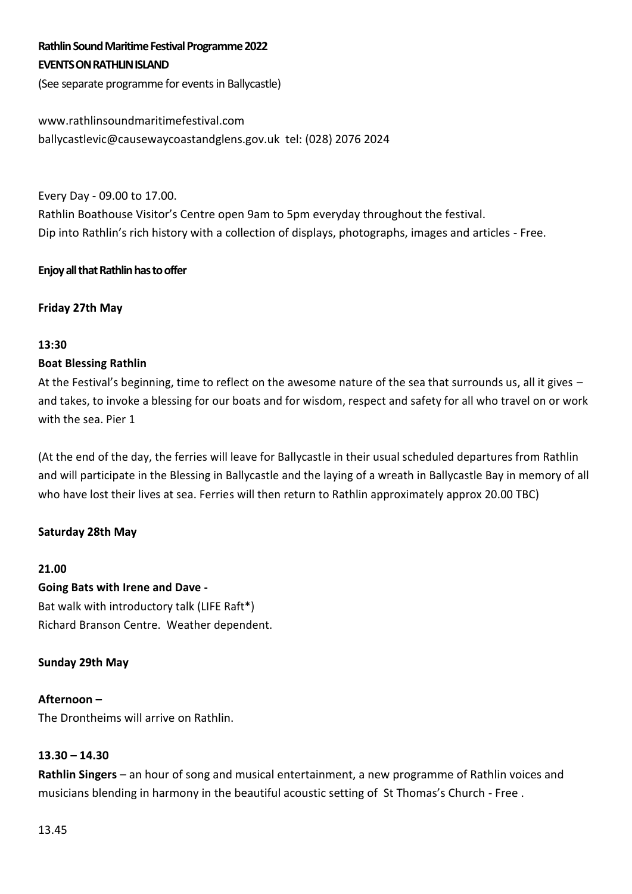**Rathlin Sound Maritime Festival Programme 2022**

**EVENTS ON RATHLIN ISLAND**

(See separate programme for events in Ballycastle)

www.rathlinsoundmaritimefestival.com

ballycastlevic@causewaycoastandglens.gov.uk tel: (028) 2076 2024

Every Day - 09.00 to 17.00.

Rathlin Boathouse Visitor's Centre open 9am to 5pm everyday throughout the festival.

Dip into Rathlin's rich history with a collection of displays, photographs, images and articles - Free.

**Enjoy all that Rathlin has to offer**

**Friday 27th May**

**13:30**

**Boat Blessing Rathlin**

At the Festival's beginning, time to reflect on the awesome nature of the sea that surrounds us, all it gives – and takes, to invoke a blessing for our boats and for wisdom, respect and safety for all who travel on or work with the sea. Pier 1

(At the end of the day, the ferries will leave for Ballycastle in their usual scheduled departures from Rathlin and will participate in the Blessing in Ballycastle and the laying of a wreath in Ballycastle Bay in memory of all who have lost their lives at sea. Ferries will then return to Rathlin approximately approx 20.00 TBC)

**Saturday 28th May**

**21.00**

**Going Bats with Irene and Dave -**

Bat walk with introductory talk (LIFE Raft*)

Richard Branson Centre. Weather dependent.

**Sunday 29th May**

**Afternoon –**

The Drontheims will arrive on Rathlin.

**13.30 – 14.30**

**Rathlin Singers** – an hour of song and musical entertainment, a new programme of Rathlin voices and musicians blending in harmony in the beautiful acoustic setting of St Thomas's Church - Free .

13.45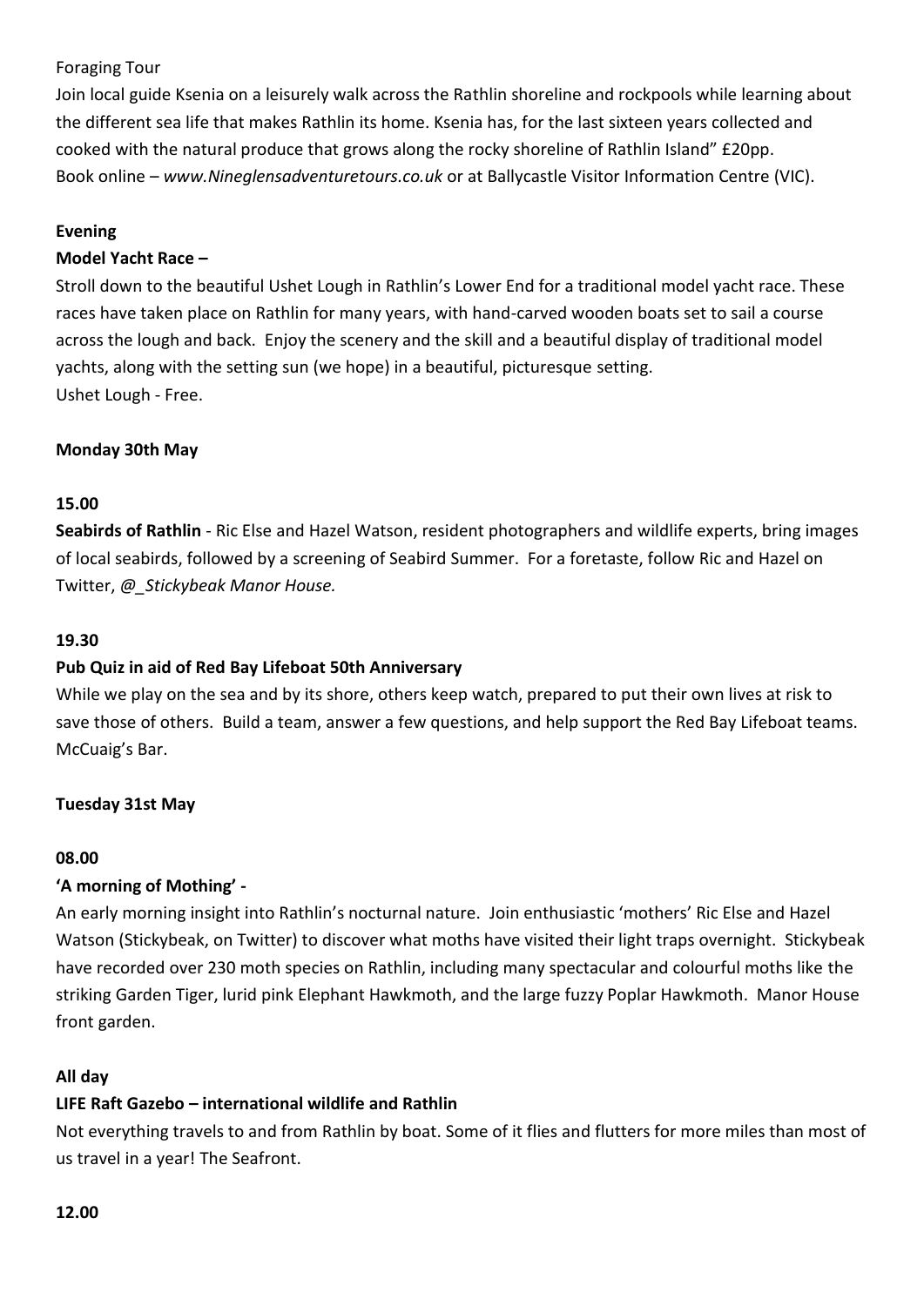Foraging Tour

Join local guide Ksenia on a leisurely walk across the Rathlin shoreline and rockpools while learning about the different sea life that makes Rathlin its home. Ksenia has, for the last sixteen years collected and cooked with the natural produce that grows along the rocky shoreline of Rathlin Island" £20pp.

Book online – *www.Nineglensadventuretours.co.uk* or at Ballycastle Visitor Information Centre (VIC).

**Evening**

**Model Yacht Race –**

Stroll down to the beautiful Ushet Lough in Rathlin's Lower End for a traditional model yacht race. These races have taken place on Rathlin for many years, with hand-carved wooden boats set to sail a course across the lough and back. Enjoy the scenery and the skill and a beautiful display of traditional model yachts, along with the setting sun (we hope) in a beautiful, picturesque setting.

Ushet Lough - Free.

**Monday 30th May**

**15.00**

**Seabirds of Rathlin** - Ric Else and Hazel Watson, resident photographers and wildlife experts, bring images of local seabirds, followed by a screening of Seabird Summer. For a foretaste, follow Ric and Hazel on Twitter, *@_Stickybeak Manor House.*

**19.30**

**Pub Quiz in aid of Red Bay Lifeboat 50th Anniversary**

While we play on the sea and by its shore, others keep watch, prepared to put their own lives at risk to save those of others. Build a team, answer a few questions, and help support the Red Bay Lifeboat teams. McCuaig's Bar.

**Tuesday 31st May**

**08.00**

**'A morning of Mothing' -**

An early morning insight into Rathlin's nocturnal nature. Join enthusiastic 'mothers' Ric Else and Hazel Watson (Stickybeak, on Twitter) to discover what moths have visited their light traps overnight. Stickybeak have recorded over 230 moth species on Rathlin, including many spectacular and colourful moths like the striking Garden Tiger, lurid pink Elephant Hawkmoth, and the large fuzzy Poplar Hawkmoth. Manor House front garden.

**All day**

**LIFE Raft Gazebo – international wildlife and Rathlin**

Not everything travels to and from Rathlin by boat. Some of it flies and flutters for more miles than most of us travel in a year! The Seafront.

**12.00**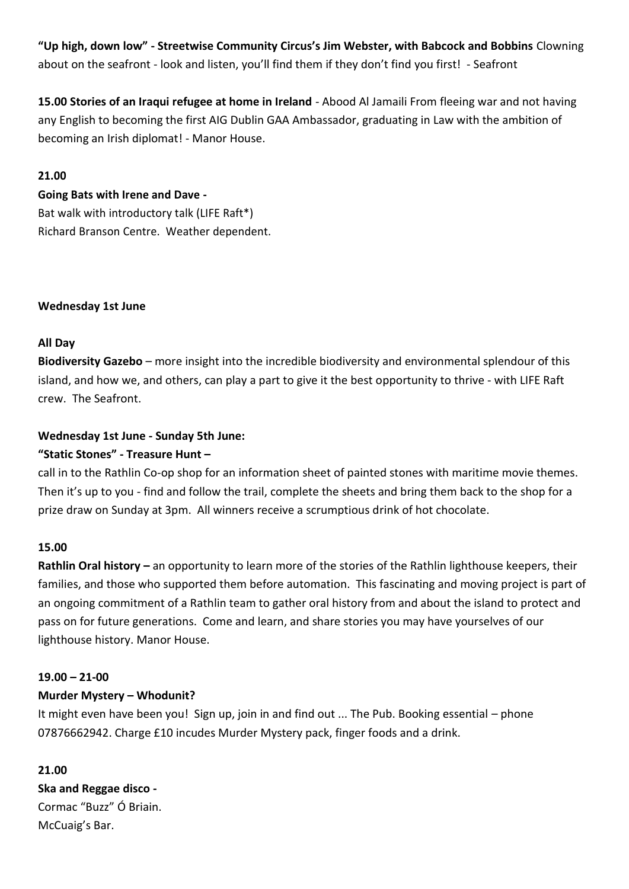**"Up high, down low" - Streetwise Community Circus's Jim Webster, with Babcock and Bobbins** Clowning about on the seafront - look and listen, you'll find them if they don't find you first! - Seafront

**15.00 Stories of an Iraqui refugee at home in Ireland** - Abood Al Jamaili From fleeing war and not having any English to becoming the first AIG Dublin GAA Ambassador, graduating in Law with the ambition of becoming an Irish diplomat! - Manor House.

**21.00**

**Going Bats with Irene and Dave -**
Bat walk with introductory talk (LIFE Raft*)
Richard Branson Centre. Weather dependent.

**Wednesday 1st June**

**All Day**

**Biodiversity Gazebo** – more insight into the incredible biodiversity and environmental splendour of this island, and how we, and others, can play a part to give it the best opportunity to thrive - with LIFE Raft crew. The Seafront.

**Wednesday 1st June - Sunday 5th June:**

**"Static Stones" - Treasure Hunt –**

call in to the Rathlin Co-op shop for an information sheet of painted stones with maritime movie themes. Then it's up to you - find and follow the trail, complete the sheets and bring them back to the shop for a prize draw on Sunday at 3pm. All winners receive a scrumptious drink of hot chocolate.

**15.00**

**Rathlin Oral history –** an opportunity to learn more of the stories of the Rathlin lighthouse keepers, their families, and those who supported them before automation. This fascinating and moving project is part of an ongoing commitment of a Rathlin team to gather oral history from and about the island to protect and pass on for future generations. Come and learn, and share stories you may have yourselves of our lighthouse history. Manor House.

**19.00 – 21-00**

**Murder Mystery – Whodunit?**

It might even have been you! Sign up, join in and find out ... The Pub. Booking essential – phone 07876662942. Charge £10 incudes Murder Mystery pack, finger foods and a drink.

**21.00**

**Ska and Reggae disco -**
Cormac "Buzz" Ó Briain.
McCuaig's Bar.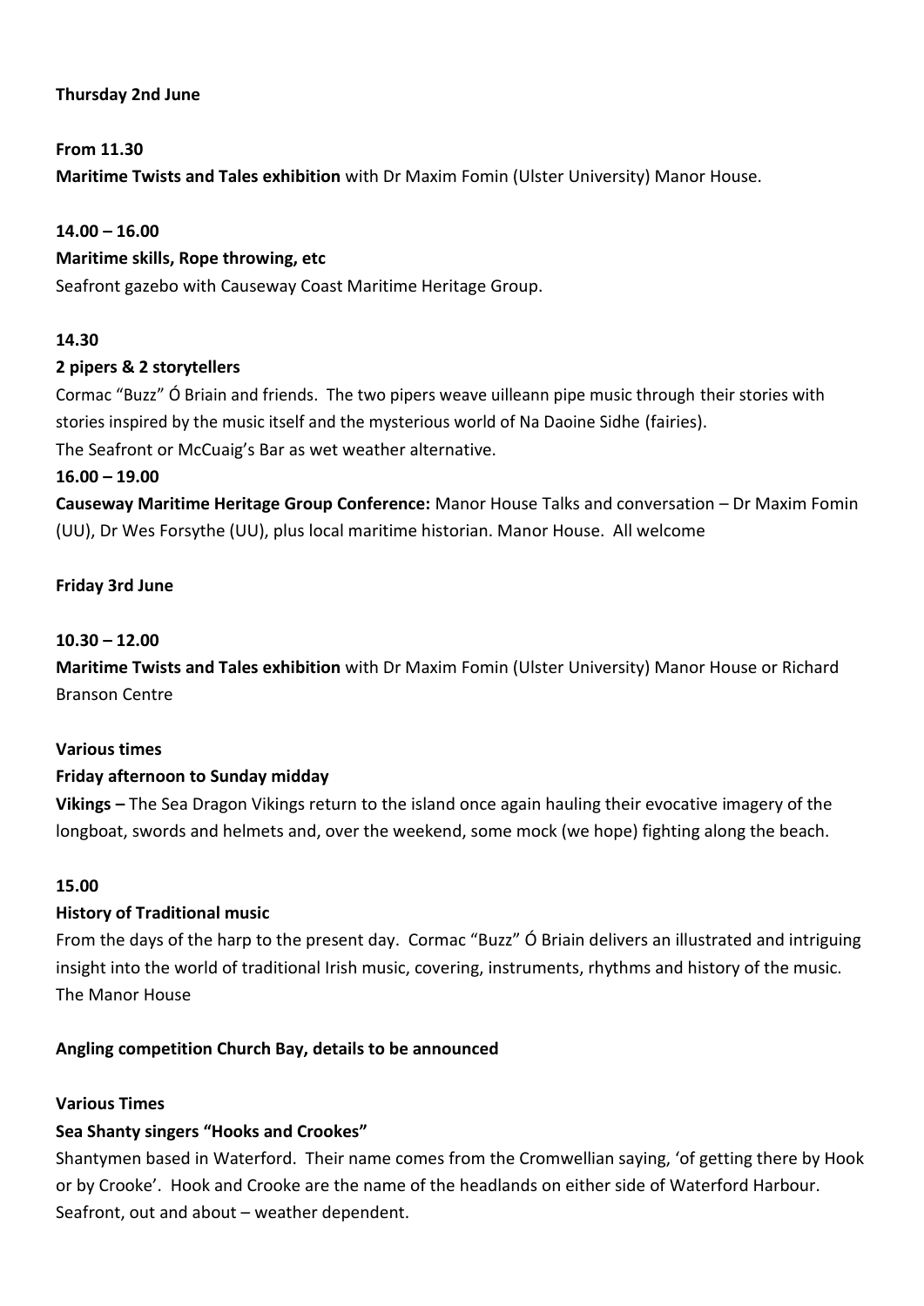**Thursday 2nd June**

**From 11.30**

**Maritime Twists and Tales exhibition** with Dr Maxim Fomin (Ulster University) Manor House.

**14.00 – 16.00**

**Maritime skills, Rope throwing, etc**

Seafront gazebo with Causeway Coast Maritime Heritage Group.

**14.30**

**2 pipers & 2 storytellers**

Cormac "Buzz" Ó Briain and friends. The two pipers weave uilleann pipe music through their stories with stories inspired by the music itself and the mysterious world of Na Daoine Sidhe (fairies).
The Seafront or McCuaig's Bar as wet weather alternative.

**16.00 – 19.00**

**Causeway Maritime Heritage Group Conference:** Manor House Talks and conversation – Dr Maxim Fomin (UU), Dr Wes Forsythe (UU), plus local maritime historian. Manor House. All welcome

**Friday 3rd June**

**10.30 – 12.00**

**Maritime Twists and Tales exhibition** with Dr Maxim Fomin (Ulster University) Manor House or Richard Branson Centre

**Various times**

**Friday afternoon to Sunday midday**

**Vikings –** The Sea Dragon Vikings return to the island once again hauling their evocative imagery of the longboat, swords and helmets and, over the weekend, some mock (we hope) fighting along the beach.

**15.00**

**History of Traditional music**

From the days of the harp to the present day. Cormac "Buzz" Ó Briain delivers an illustrated and intriguing insight into the world of traditional Irish music, covering, instruments, rhythms and history of the music.
The Manor House

**Angling competition Church Bay, details to be announced**

**Various Times**

**Sea Shanty singers "Hooks and Crookes"**

Shantymen based in Waterford. Their name comes from the Cromwellian saying, 'of getting there by Hook or by Crooke'. Hook and Crooke are the name of the headlands on either side of Waterford Harbour.
Seafront, out and about – weather dependent.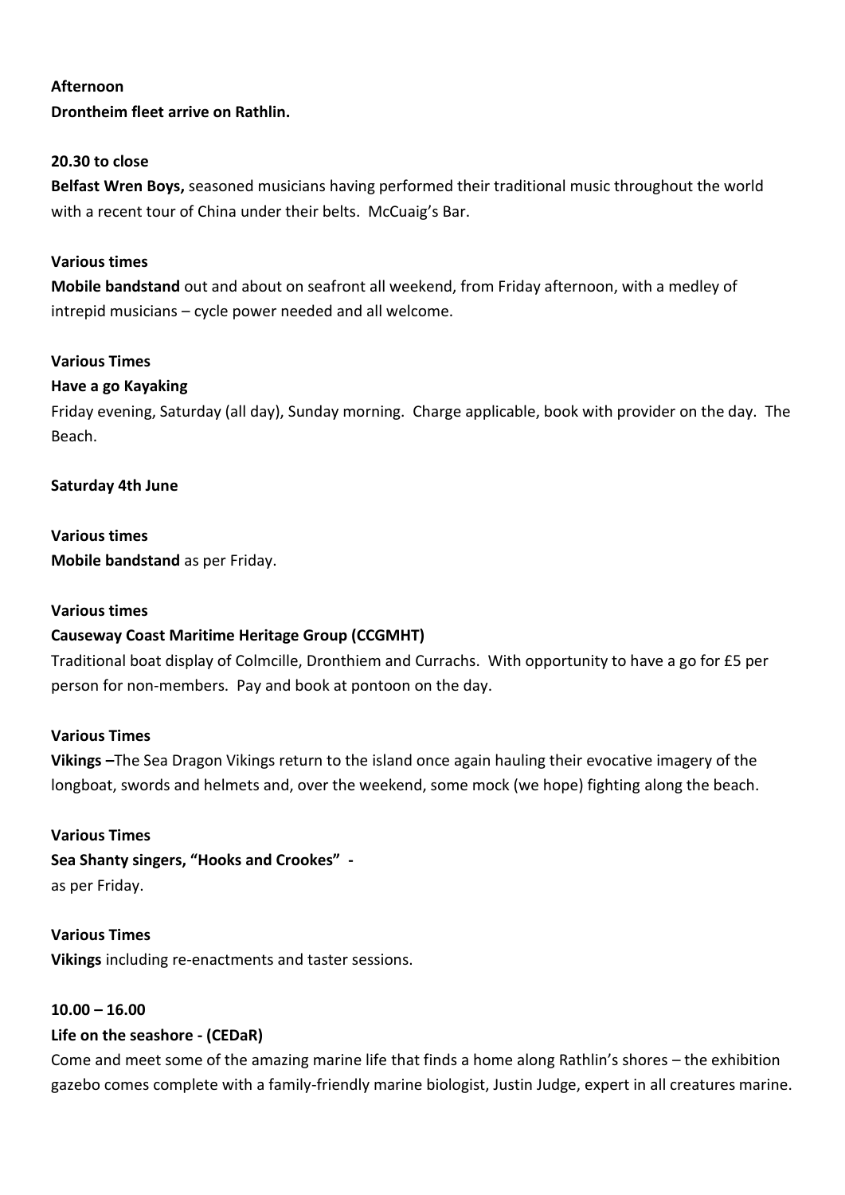**Afternoon**

**Drontheim fleet arrive on Rathlin.**

**20.30 to close**

**Belfast Wren Boys,** seasoned musicians having performed their traditional music throughout the world with a recent tour of China under their belts. McCuaig's Bar.

**Various times**

**Mobile bandstand** out and about on seafront all weekend, from Friday afternoon, with a medley of intrepid musicians – cycle power needed and all welcome.

**Various Times**

**Have a go Kayaking**

Friday evening, Saturday (all day), Sunday morning. Charge applicable, book with provider on the day. The Beach.

**Saturday 4th June**

**Various times**

**Mobile bandstand** as per Friday.

**Various times**

**Causeway Coast Maritime Heritage Group (CCGMHT)**

Traditional boat display of Colmcille, Dronthiem and Currachs. With opportunity to have a go for £5 per person for non-members. Pay and book at pontoon on the day.

**Various Times**

**Vikings –**The Sea Dragon Vikings return to the island once again hauling their evocative imagery of the longboat, swords and helmets and, over the weekend, some mock (we hope) fighting along the beach.

**Various Times**

**Sea Shanty singers, "Hooks and Crookes" -**

as per Friday.

**Various Times**

**Vikings** including re-enactments and taster sessions.

**10.00 – 16.00**

**Life on the seashore - (CEDaR)**

Come and meet some of the amazing marine life that finds a home along Rathlin's shores – the exhibition gazebo comes complete with a family-friendly marine biologist, Justin Judge, expert in all creatures marine.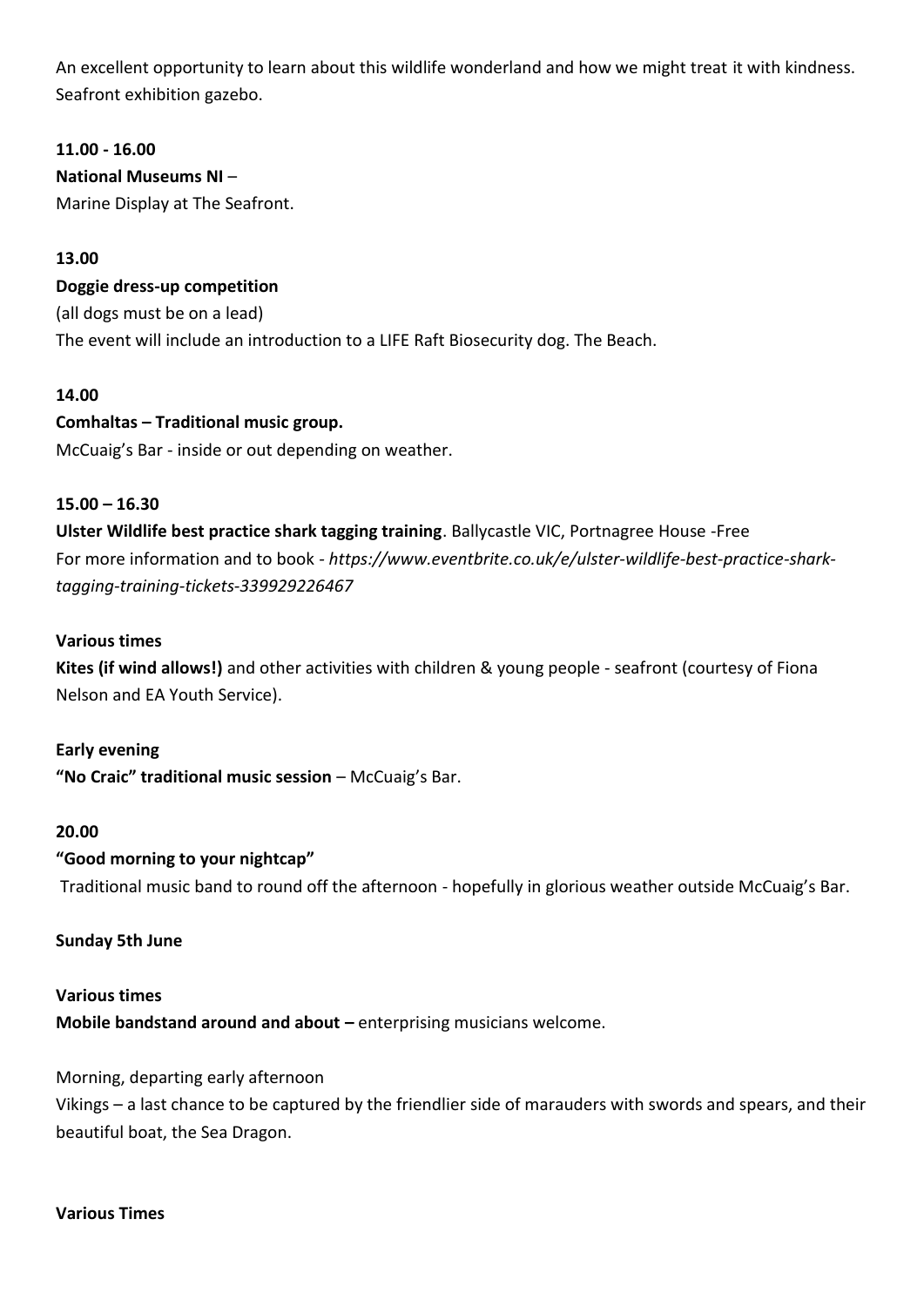An excellent opportunity to learn about this wildlife wonderland and how we might treat it with kindness. Seafront exhibition gazebo.

**11.00 - 16.00**

**National Museums NI** –

Marine Display at The Seafront.

**13.00**

**Doggie dress-up competition**

(all dogs must be on a lead)

The event will include an introduction to a LIFE Raft Biosecurity dog. The Beach.

**14.00**

**Comhaltas – Traditional music group.**

McCuaig's Bar - inside or out depending on weather.

**15.00 – 16.30**

**Ulster Wildlife best practice shark tagging training**. Ballycastle VIC, Portnagree House -Free

For more information and to book - *https://www.eventbrite.co.uk/e/ulster-wildlife-best-practice-shark-tagging-training-tickets-339929226467*

**Various times**

**Kites (if wind allows!)** and other activities with children & young people - seafront (courtesy of Fiona Nelson and EA Youth Service).

**Early evening**

**"No Craic" traditional music session** – McCuaig's Bar.

**20.00**

**"Good morning to your nightcap"**

Traditional music band to round off the afternoon - hopefully in glorious weather outside McCuaig's Bar.

**Sunday 5th June**

**Various times**

**Mobile bandstand around and about –** enterprising musicians welcome.

Morning, departing early afternoon

Vikings – a last chance to be captured by the friendlier side of marauders with swords and spears, and their beautiful boat, the Sea Dragon.

**Various Times**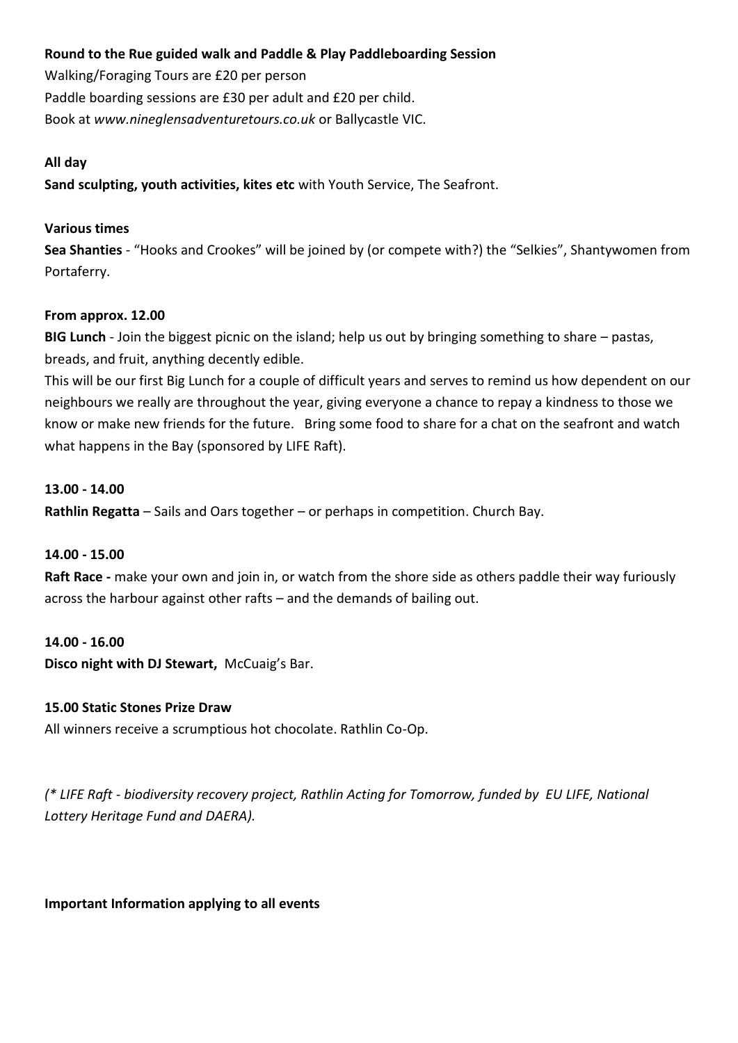**Round to the Rue guided walk and Paddle & Play Paddleboarding Session**
Walking/Foraging Tours are £20 per person
Paddle boarding sessions are £30 per adult and £20 per child.
Book at *www.nineglensadventuretours.co.uk* or Ballycastle VIC.

**All day**
**Sand sculpting, youth activities, kites etc** with Youth Service, The Seafront.

**Various times**
**Sea Shanties** - "Hooks and Crookes" will be joined by (or compete with?) the "Selkies", Shantywomen from Portaferry.

**From approx. 12.00**
**BIG Lunch** - Join the biggest picnic on the island; help us out by bringing something to share – pastas, breads, and fruit, anything decently edible.
This will be our first Big Lunch for a couple of difficult years and serves to remind us how dependent on our neighbours we really are throughout the year, giving everyone a chance to repay a kindness to those we know or make new friends for the future. Bring some food to share for a chat on the seafront and watch what happens in the Bay (sponsored by LIFE Raft).

**13.00 - 14.00**
**Rathlin Regatta** – Sails and Oars together – or perhaps in competition. Church Bay.

**14.00 - 15.00**
**Raft Race -** make your own and join in, or watch from the shore side as others paddle their way furiously across the harbour against other rafts – and the demands of bailing out.

**14.00 - 16.00**
**Disco night with DJ Stewart,** McCuaig's Bar.

**15.00 Static Stones Prize Draw**
All winners receive a scrumptious hot chocolate. Rathlin Co-Op.

*(* LIFE Raft - biodiversity recovery project, Rathlin Acting for Tomorrow, funded by EU LIFE, National Lottery Heritage Fund and DAERA).*

**Important Information applying to all events**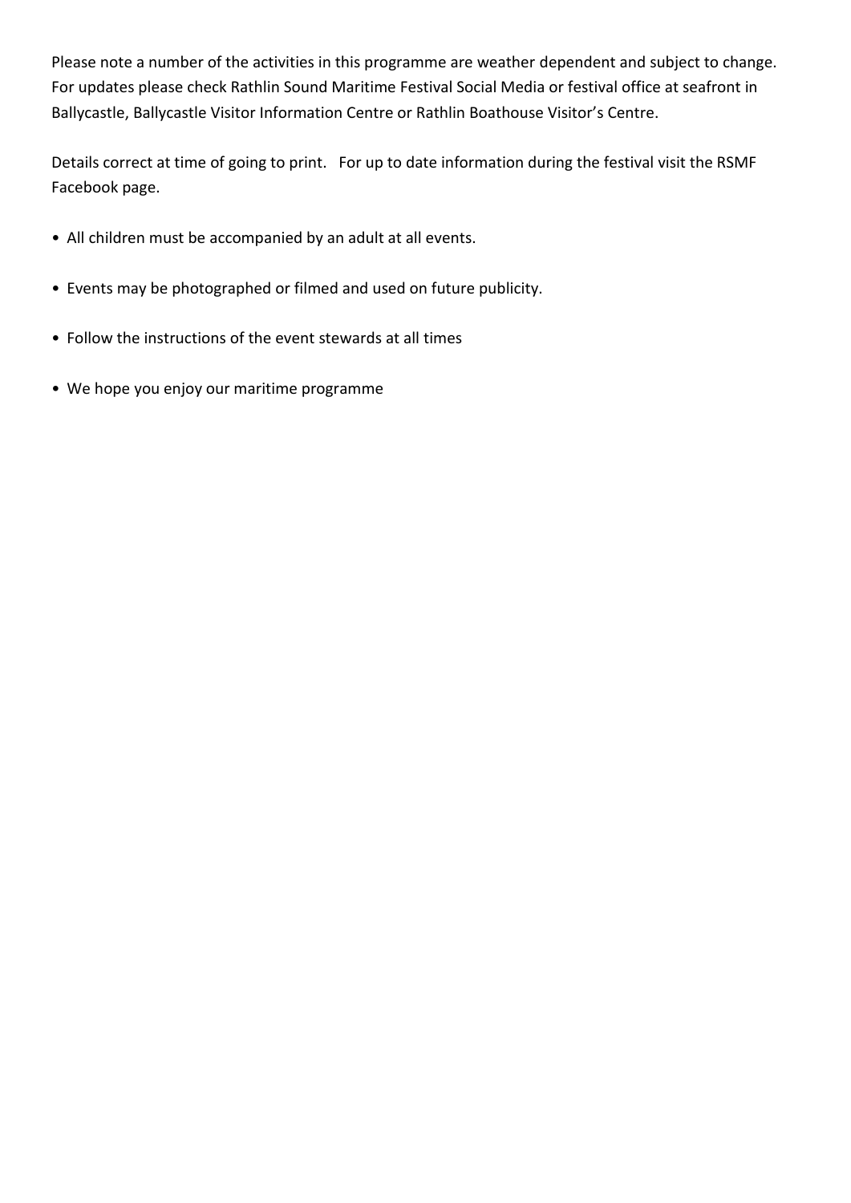Please note a number of the activities in this programme are weather dependent and subject to change. For updates please check Rathlin Sound Maritime Festival Social Media or festival office at seafront in Ballycastle, Ballycastle Visitor Information Centre or Rathlin Boathouse Visitor's Centre.

Details correct at time of going to print. For up to date information during the festival visit the RSMF Facebook page.

- All children must be accompanied by an adult at all events.
- Events may be photographed or filmed and used on future publicity.
- Follow the instructions of the event stewards at all times
- We hope you enjoy our maritime programme